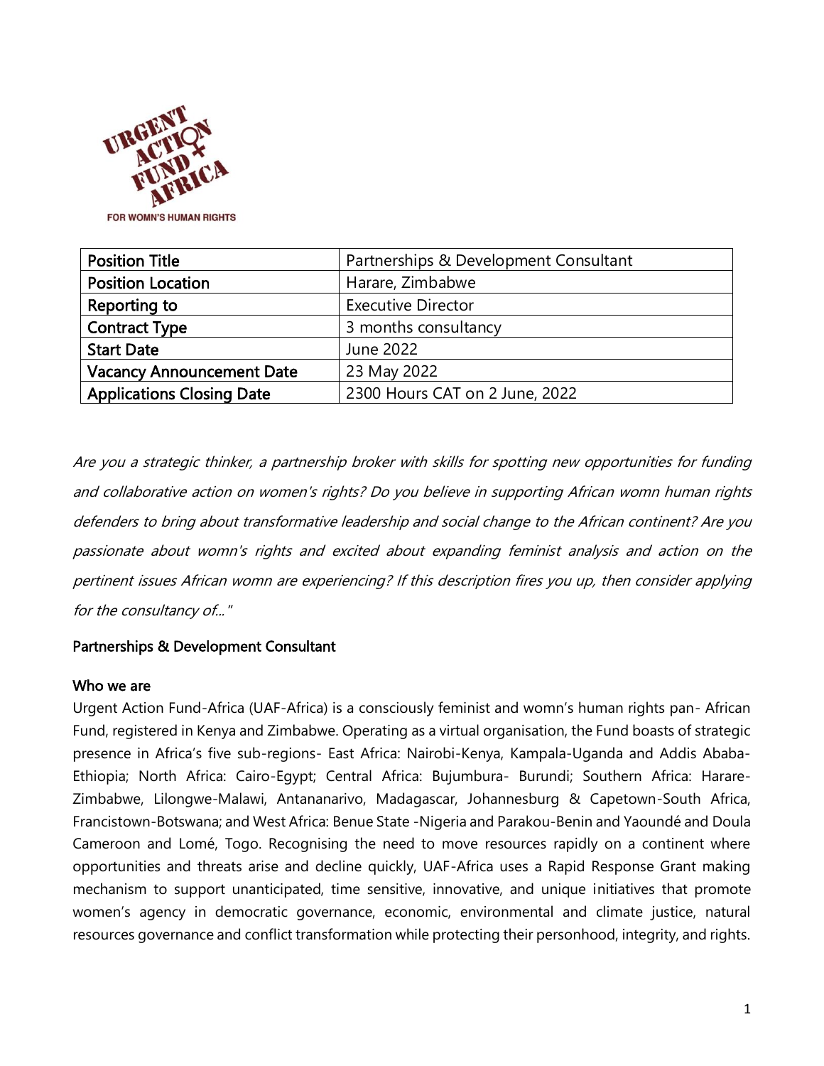URGENT ACTION FUND AFRICA

FOR WOMN'S HUMAN RIGHTS

| Position Title | Partnerships & Development Consultant |
| --- | --- |
| Position Location | Harare, Zimbabwe |
| Reporting to | Executive Director |
| Contract Type | 3 months consultancy |
| Start Date | June 2022 |
| Vacancy Announcement Date | 23 May 2022 |
| Applications Closing Date | 2300 Hours CAT on 2 June, 2022 |

*Are you a strategic thinker, a partnership broker with skills for spotting new opportunities for funding and collaborative action on women's rights? Do you believe in supporting African womn human rights defenders to bring about transformative leadership and social change to the African continent? Are you passionate about womn's rights and excited about expanding feminist analysis and action on the pertinent issues African womn are experiencing? If this description fires you up, then consider applying for the consultancy of…"*

## Partnerships & Development Consultant

### Who we are

Urgent Action Fund-Africa (UAF-Africa) is a consciously feminist and womn's human rights pan- African Fund, registered in Kenya and Zimbabwe. Operating as a virtual organisation, the Fund boasts of strategic presence in Africa's five sub-regions- East Africa: Nairobi-Kenya, Kampala-Uganda and Addis Ababa-Ethiopia; North Africa: Cairo-Egypt; Central Africa: Bujumbura- Burundi; Southern Africa: Harare-Zimbabwe, Lilongwe-Malawi, Antananarivo, Madagascar, Johannesburg & Capetown-South Africa, Francistown-Botswana; and West Africa: Benue State -Nigeria and Parakou-Benin and Yaoundé and Doula Cameroon and Lomé, Togo. Recognising the need to move resources rapidly on a continent where opportunities and threats arise and decline quickly, UAF-Africa uses a Rapid Response Grant making mechanism to support unanticipated, time sensitive, innovative, and unique initiatives that promote women's agency in democratic governance, economic, environmental and climate justice, natural resources governance and conflict transformation while protecting their personhood, integrity, and rights.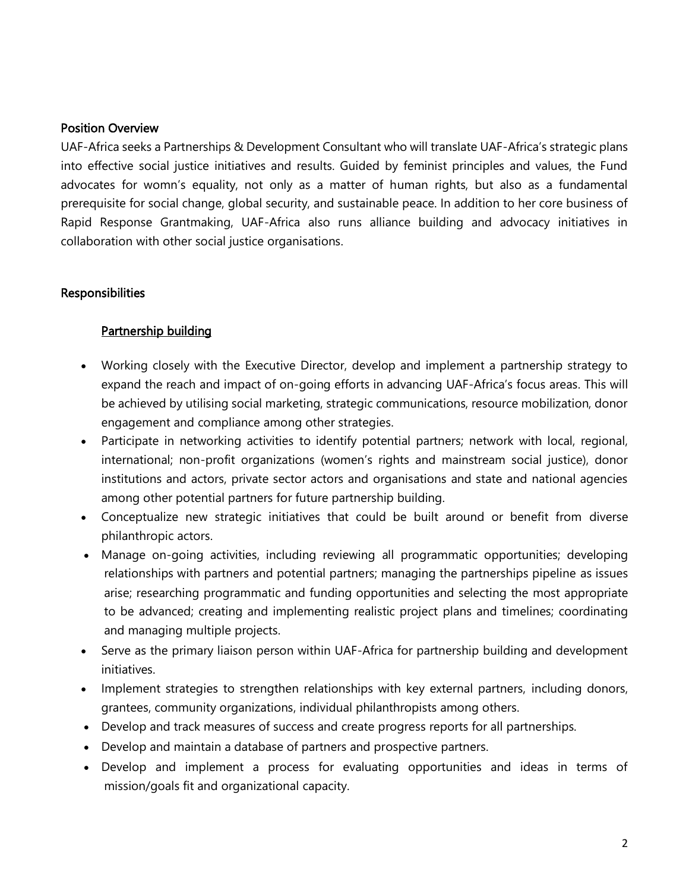## Position Overview

UAF-Africa seeks a Partnerships & Development Consultant who will translate UAF-Africa's strategic plans into effective social justice initiatives and results. Guided by feminist principles and values, the Fund advocates for womn's equality, not only as a matter of human rights, but also as a fundamental prerequisite for social change, global security, and sustainable peace. In addition to her core business of Rapid Response Grantmaking, UAF-Africa also runs alliance building and advocacy initiatives in collaboration with other social justice organisations.

## Responsibilities

### Partnership building

- Working closely with the Executive Director, develop and implement a partnership strategy to expand the reach and impact of on-going efforts in advancing UAF-Africa's focus areas. This will be achieved by utilising social marketing, strategic communications, resource mobilization, donor engagement and compliance among other strategies.
- Participate in networking activities to identify potential partners; network with local, regional, international; non-profit organizations (women's rights and mainstream social justice), donor institutions and actors, private sector actors and organisations and state and national agencies among other potential partners for future partnership building.
- Conceptualize new strategic initiatives that could be built around or benefit from diverse philanthropic actors.
- Manage on-going activities, including reviewing all programmatic opportunities; developing relationships with partners and potential partners; managing the partnerships pipeline as issues arise; researching programmatic and funding opportunities and selecting the most appropriate to be advanced; creating and implementing realistic project plans and timelines; coordinating and managing multiple projects.
- Serve as the primary liaison person within UAF-Africa for partnership building and development initiatives.
- Implement strategies to strengthen relationships with key external partners, including donors, grantees, community organizations, individual philanthropists among others.
- Develop and track measures of success and create progress reports for all partnerships.
- Develop and maintain a database of partners and prospective partners.
- Develop and implement a process for evaluating opportunities and ideas in terms of mission/goals fit and organizational capacity.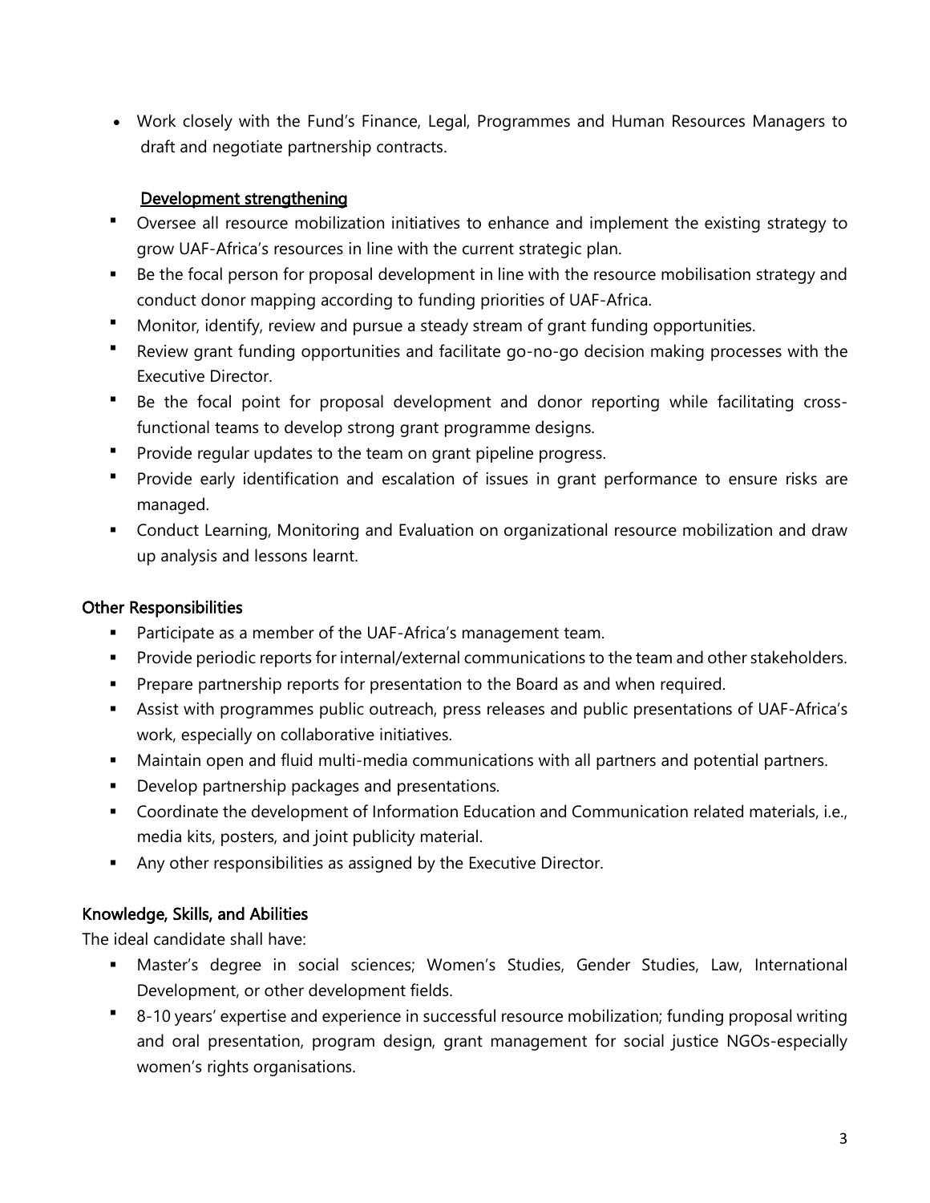- Work closely with the Fund's Finance, Legal, Programmes and Human Resources Managers to draft and negotiate partnership contracts.

### Development strengthening

- Oversee all resource mobilization initiatives to enhance and implement the existing strategy to grow UAF-Africa's resources in line with the current strategic plan.
- Be the focal person for proposal development in line with the resource mobilisation strategy and conduct donor mapping according to funding priorities of UAF-Africa.
- Monitor, identify, review and pursue a steady stream of grant funding opportunities.
- Review grant funding opportunities and facilitate go-no-go decision making processes with the Executive Director.
- Be the focal point for proposal development and donor reporting while facilitating cross-functional teams to develop strong grant programme designs.
- Provide regular updates to the team on grant pipeline progress.
- Provide early identification and escalation of issues in grant performance to ensure risks are managed.
- Conduct Learning, Monitoring and Evaluation on organizational resource mobilization and draw up analysis and lessons learnt.

### Other Responsibilities

- Participate as a member of the UAF-Africa's management team.
- Provide periodic reports for internal/external communications to the team and other stakeholders.
- Prepare partnership reports for presentation to the Board as and when required.
- Assist with programmes public outreach, press releases and public presentations of UAF-Africa's work, especially on collaborative initiatives.
- Maintain open and fluid multi-media communications with all partners and potential partners.
- Develop partnership packages and presentations.
- Coordinate the development of Information Education and Communication related materials, i.e., media kits, posters, and joint publicity material.
- Any other responsibilities as assigned by the Executive Director.

### Knowledge, Skills, and Abilities

The ideal candidate shall have:

- Master's degree in social sciences; Women's Studies, Gender Studies, Law, International Development, or other development fields.
- 8-10 years' expertise and experience in successful resource mobilization; funding proposal writing and oral presentation, program design, grant management for social justice NGOs-especially women's rights organisations.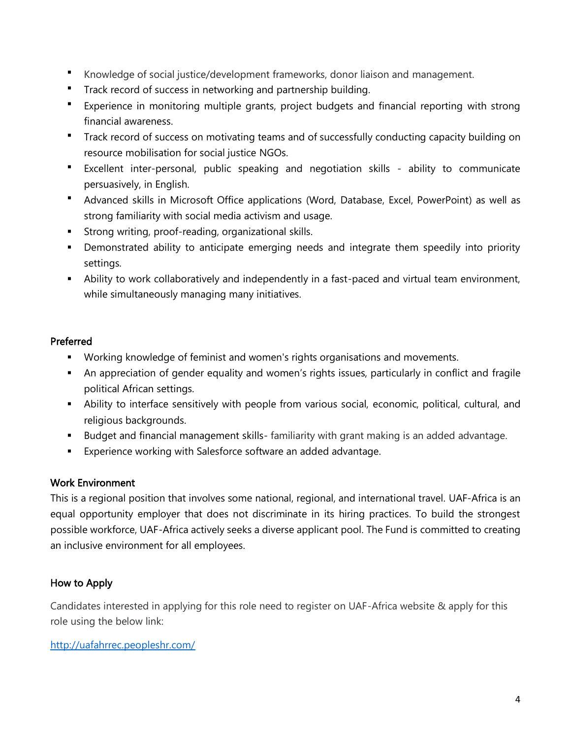- Knowledge of social justice/development frameworks, donor liaison and management.
- Track record of success in networking and partnership building.
- Experience in monitoring multiple grants, project budgets and financial reporting with strong financial awareness.
- Track record of success on motivating teams and of successfully conducting capacity building on resource mobilisation for social justice NGOs.
- Excellent inter-personal, public speaking and negotiation skills - ability to communicate persuasively, in English.
- Advanced skills in Microsoft Office applications (Word, Database, Excel, PowerPoint) as well as strong familiarity with social media activism and usage.
- Strong writing, proof-reading, organizational skills.
- Demonstrated ability to anticipate emerging needs and integrate them speedily into priority settings.
- Ability to work collaboratively and independently in a fast-paced and virtual team environment, while simultaneously managing many initiatives.

### Preferred

- Working knowledge of feminist and women's rights organisations and movements.
- An appreciation of gender equality and women's rights issues, particularly in conflict and fragile political African settings.
- Ability to interface sensitively with people from various social, economic, political, cultural, and religious backgrounds.
- Budget and financial management skills- familiarity with grant making is an added advantage.
- Experience working with Salesforce software an added advantage.

### Work Environment

This is a regional position that involves some national, regional, and international travel. UAF-Africa is an equal opportunity employer that does not discriminate in its hiring practices. To build the strongest possible workforce, UAF-Africa actively seeks a diverse applicant pool. The Fund is committed to creating an inclusive environment for all employees.

### How to Apply

Candidates interested in applying for this role need to register on UAF-Africa website & apply for this role using the below link:

[http://uafahrrec.peopleshr.com/](http://uafahrrec.peopleshr.com/)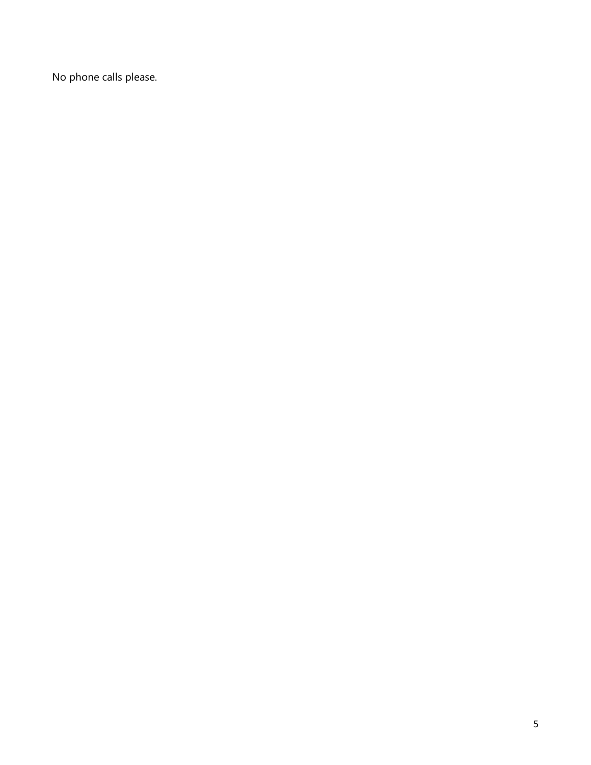No phone calls please.